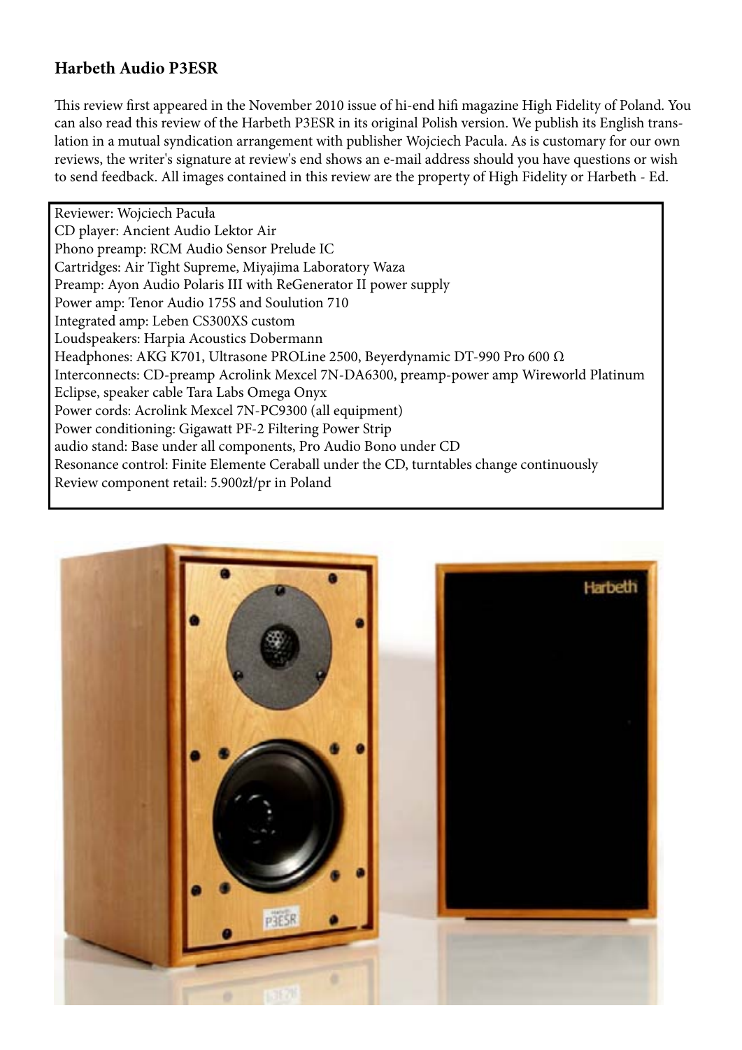## Harbeth Audio P3ESR

This review first appeared in the November 2010 issue of hi-end hifi magazine High Fidelity of Poland. You can also read this review of the Harbeth P3ESR in its original Polish version. We publish its English translation in a mutual syndication arrangement with publisher Wojciech Pacula. As is customary for our own reviews, the writer's signature at review's end shows an e-mail address should you have questions or wish to send feedback. All images contained in this review are the property of High Fidelity or Harbeth - Ed.

Reviewer: Wojciech Pacuła
CD player: Ancient Audio Lektor Air
Phono preamp: RCM Audio Sensor Prelude IC
Cartridges: Air Tight Supreme, Miyajima Laboratory Waza
Preamp: Ayon Audio Polaris III with ReGenerator II power supply
Power amp: Tenor Audio 175S and Soulution 710
Integrated amp: Leben CS300XS custom
Loudspeakers: Harpia Acoustics Dobermann
Headphones: AKG K701, Ultrasone PROLine 2500, Beyerdynamic DT-990 Pro 600 Ω
Interconnects: CD-preamp Acrolink Mexcel 7N-DA6300, preamp-power amp Wireworld Platinum Eclipse, speaker cable Tara Labs Omega Onyx
Power cords: Acrolink Mexcel 7N-PC9300 (all equipment)
Power conditioning: Gigawatt PF-2 Filtering Power Strip
audio stand: Base under all components, Pro Audio Bono under CD
Resonance control: Finite Elemente Ceraball under the CD, turntables change continuously
Review component retail: 5.900zł/pr in Poland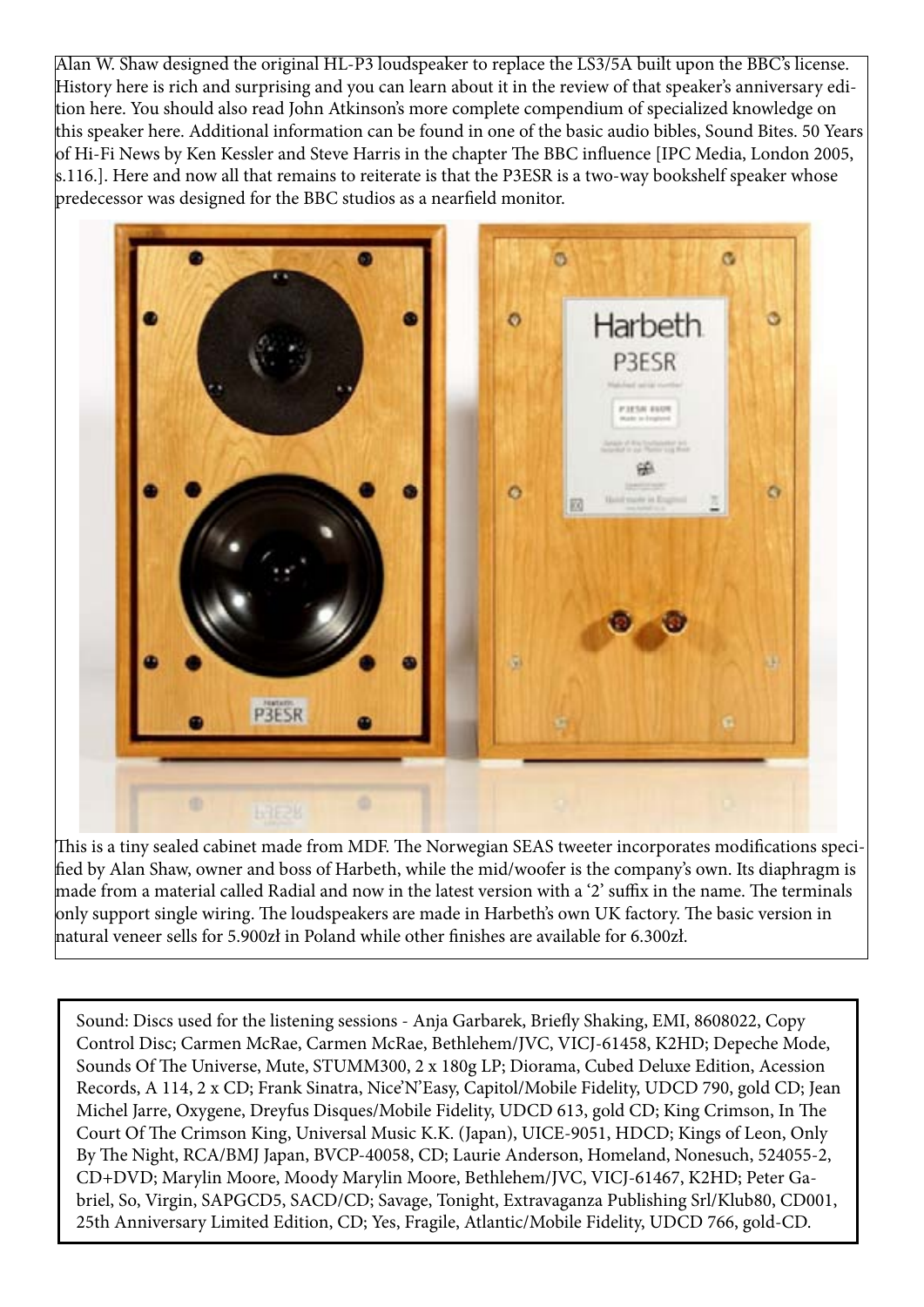Alan W. Shaw designed the original HL-P3 loudspeaker to replace the LS3/5A built upon the BBC's license. History here is rich and surprising and you can learn about it in the review of that speaker's anniversary edition here. You should also read John Atkinson's more complete compendium of specialized knowledge on this speaker here. Additional information can be found in one of the basic audio bibles, Sound Bites. 50 Years of Hi-Fi News by Ken Kessler and Steve Harris in the chapter The BBC influence [IPC Media, London 2005, s.116.]. Here and now all that remains to reiterate is that the P3ESR is a two-way bookshelf speaker whose predecessor was designed for the BBC studios as a nearfield monitor.

This is a tiny sealed cabinet made from MDF. The Norwegian SEAS tweeter incorporates modifications specified by Alan Shaw, owner and boss of Harbeth, while the mid/woofer is the company's own. Its diaphragm is made from a material called Radial and now in the latest version with a '2' suffix in the name. The terminals only support single wiring. The loudspeakers are made in Harbeth's own UK factory. The basic version in natural veneer sells for 5.900zł in Poland while other finishes are available for 6.300zł.

Sound: Discs used for the listening sessions - Anja Garbarek, Briefly Shaking, EMI, 8608022, Copy Control Disc; Carmen McRae, Carmen McRae, Bethlehem/JVC, VICJ-61458, K2HD; Depeche Mode, Sounds Of The Universe, Mute, STUMM300, 2 x 180g LP; Diorama, Cubed Deluxe Edition, Acession Records, A 114, 2 x CD; Frank Sinatra, Nice'N'Easy, Capitol/Mobile Fidelity, UDCD 790, gold CD; Jean Michel Jarre, Oxygene, Dreyfus Disques/Mobile Fidelity, UDCD 613, gold CD; King Crimson, In The Court Of The Crimson King, Universal Music K.K. (Japan), UICE-9051, HDCD; Kings of Leon, Only By The Night, RCA/BMJ Japan, BVCP-40058, CD; Laurie Anderson, Homeland, Nonesuch, 524055-2, CD+DVD; Marylin Moore, Moody Marylin Moore, Bethlehem/JVC, VICJ-61467, K2HD; Peter Gabriel, So, Virgin, SAPGCD5, SACD/CD; Savage, Tonight, Extravaganza Publishing Srl/Klub80, CD001, 25th Anniversary Limited Edition, CD; Yes, Fragile, Atlantic/Mobile Fidelity, UDCD 766, gold-CD.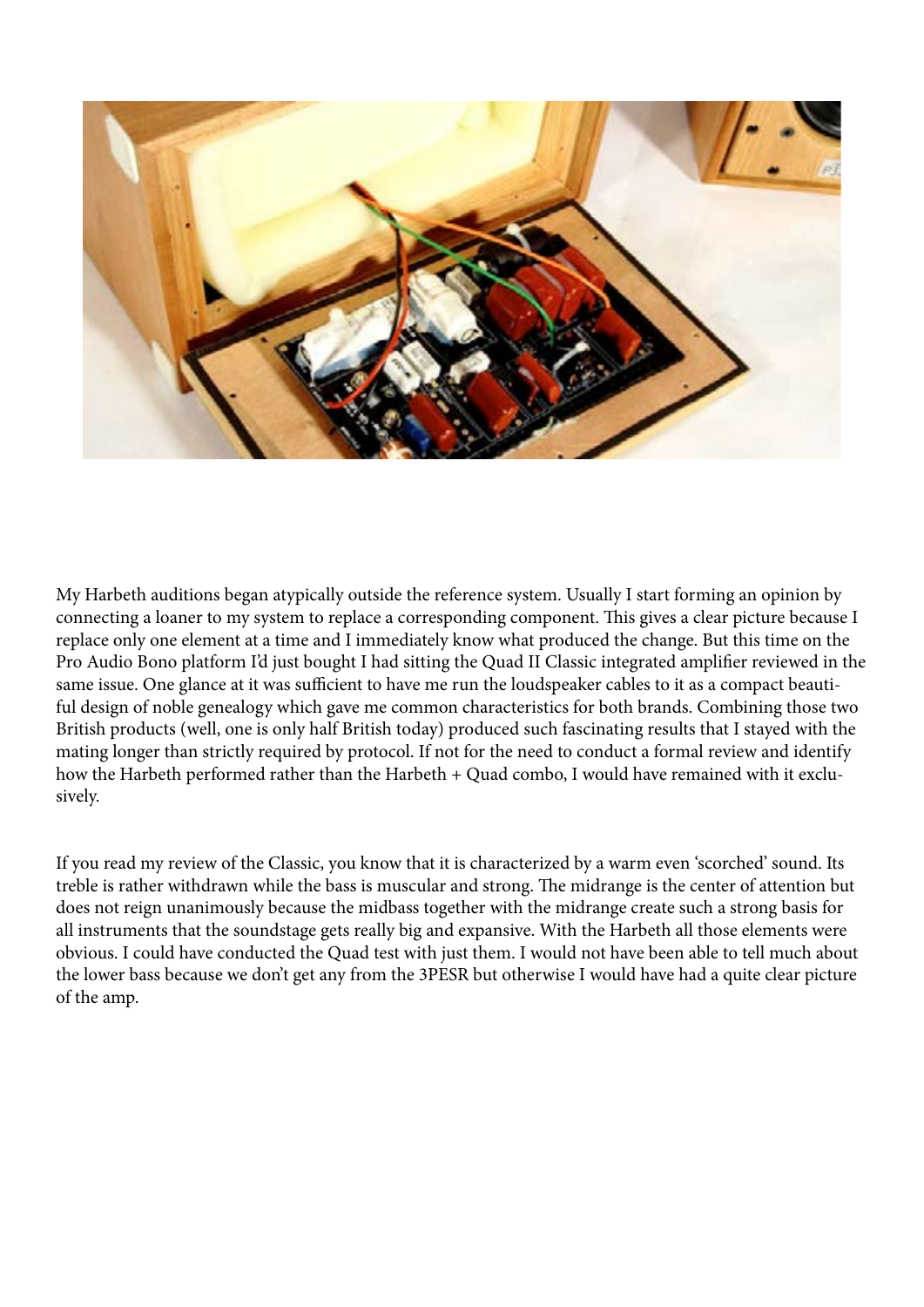My Harbeth auditions began atypically outside the reference system. Usually I start forming an opinion by connecting a loaner to my system to replace a corresponding component. This gives a clear picture because I replace only one element at a time and I immediately know what produced the change. But this time on the Pro Audio Bono platform I'd just bought I had sitting the Quad II Classic integrated amplifier reviewed in the same issue. One glance at it was sufficient to have me run the loudspeaker cables to it as a compact beautiful design of noble genealogy which gave me common characteristics for both brands. Combining those two British products (well, one is only half British today) produced such fascinating results that I stayed with the mating longer than strictly required by protocol. If not for the need to conduct a formal review and identify how the Harbeth performed rather than the Harbeth + Quad combo, I would have remained with it exclusively.

If you read my review of the Classic, you know that it is characterized by a warm even 'scorched' sound. Its treble is rather withdrawn while the bass is muscular and strong. The midrange is the center of attention but does not reign unanimously because the midbass together with the midrange create such a strong basis for all instruments that the soundstage gets really big and expansive. With the Harbeth all those elements were obvious. I could have conducted the Quad test with just them. I would not have been able to tell much about the lower bass because we don't get any from the 3PESR but otherwise I would have had a quite clear picture of the amp.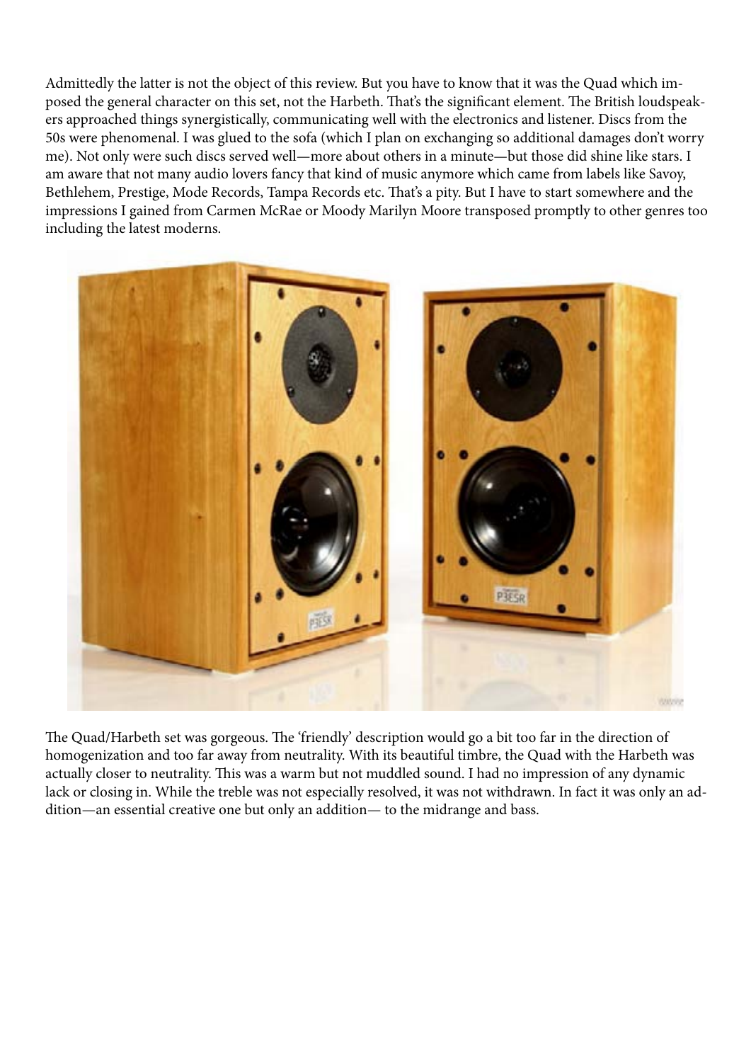Admittedly the latter is not the object of this review. But you have to know that it was the Quad which imposed the general character on this set, not the Harbeth. That's the significant element. The British loudspeakers approached things synergistically, communicating well with the electronics and listener. Discs from the 50s were phenomenal. I was glued to the sofa (which I plan on exchanging so additional damages don't worry me). Not only were such discs served well—more about others in a minute—but those did shine like stars. I am aware that not many audio lovers fancy that kind of music anymore which came from labels like Savoy, Bethlehem, Prestige, Mode Records, Tampa Records etc. That's a pity. But I have to start somewhere and the impressions I gained from Carmen McRae or Moody Marilyn Moore transposed promptly to other genres too including the latest moderns.

The Quad/Harbeth set was gorgeous. The 'friendly' description would go a bit too far in the direction of homogenization and too far away from neutrality. With its beautiful timbre, the Quad with the Harbeth was actually closer to neutrality. This was a warm but not muddled sound. I had no impression of any dynamic lack or closing in. While the treble was not especially resolved, it was not withdrawn. In fact it was only an addition—an essential creative one but only an addition— to the midrange and bass.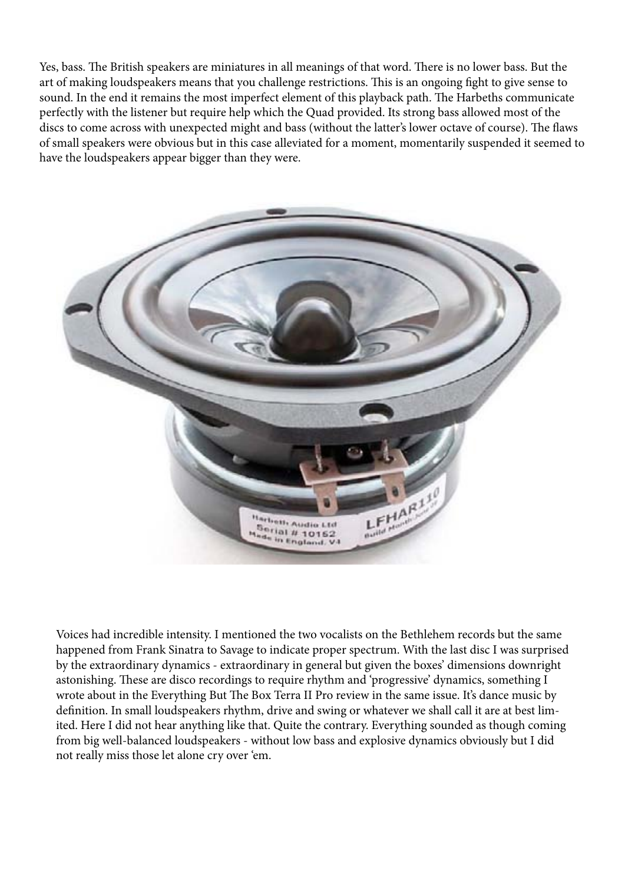Yes, bass. The British speakers are miniatures in all meanings of that word. There is no lower bass. But the art of making loudspeakers means that you challenge restrictions. This is an ongoing fight to give sense to sound. In the end it remains the most imperfect element of this playback path. The Harbeths communicate perfectly with the listener but require help which the Quad provided. Its strong bass allowed most of the discs to come across with unexpected might and bass (without the latter's lower octave of course). The flaws of small speakers were obvious but in this case alleviated for a moment, momentarily suspended it seemed to have the loudspeakers appear bigger than they were.

Voices had incredible intensity. I mentioned the two vocalists on the Bethlehem records but the same happened from Frank Sinatra to Savage to indicate proper spectrum. With the last disc I was surprised by the extraordinary dynamics - extraordinary in general but given the boxes' dimensions downright astonishing. These are disco recordings to require rhythm and 'progressive' dynamics, something I wrote about in the Everything But The Box Terra II Pro review in the same issue. It's dance music by definition. In small loudspeakers rhythm, drive and swing or whatever we shall call it are at best limited. Here I did not hear anything like that. Quite the contrary. Everything sounded as though coming from big well-balanced loudspeakers - without low bass and explosive dynamics obviously but I did not really miss those let alone cry over 'em.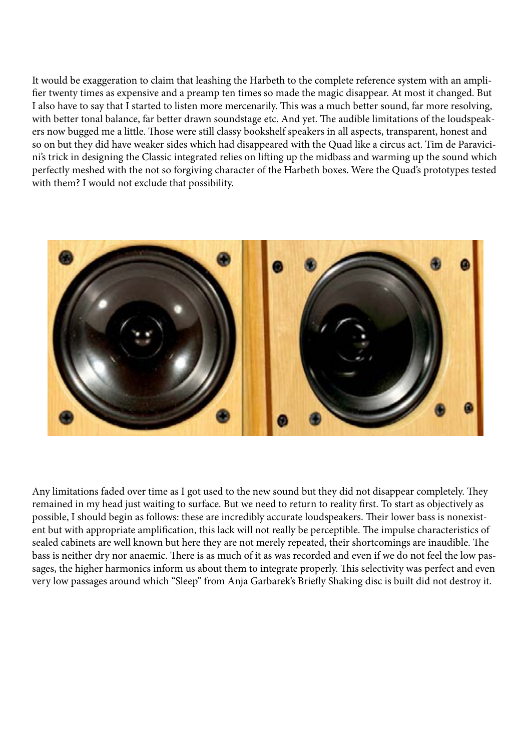It would be exaggeration to claim that leashing the Harbeth to the complete reference system with an amplifier twenty times as expensive and a preamp ten times so made the magic disappear. At most it changed. But I also have to say that I started to listen more mercenarily. This was a much better sound, far more resolving, with better tonal balance, far better drawn soundstage etc. And yet. The audible limitations of the loudspeakers now bugged me a little. Those were still classy bookshelf speakers in all aspects, transparent, honest and so on but they did have weaker sides which had disappeared with the Quad like a circus act. Tim de Paravicini's trick in designing the Classic integrated relies on lifting up the midbass and warming up the sound which perfectly meshed with the not so forgiving character of the Harbeth boxes. Were the Quad's prototypes tested with them? I would not exclude that possibility.

Any limitations faded over time as I got used to the new sound but they did not disappear completely. They remained in my head just waiting to surface. But we need to return to reality first. To start as objectively as possible, I should begin as follows: these are incredibly accurate loudspeakers. Their lower bass is nonexistent but with appropriate amplification, this lack will not really be perceptible. The impulse characteristics of sealed cabinets are well known but here they are not merely repeated, their shortcomings are inaudible. The bass is neither dry nor anaemic. There is as much of it as was recorded and even if we do not feel the low passages, the higher harmonics inform us about them to integrate properly. This selectivity was perfect and even very low passages around which "Sleep" from Anja Garbarek's Briefly Shaking disc is built did not destroy it.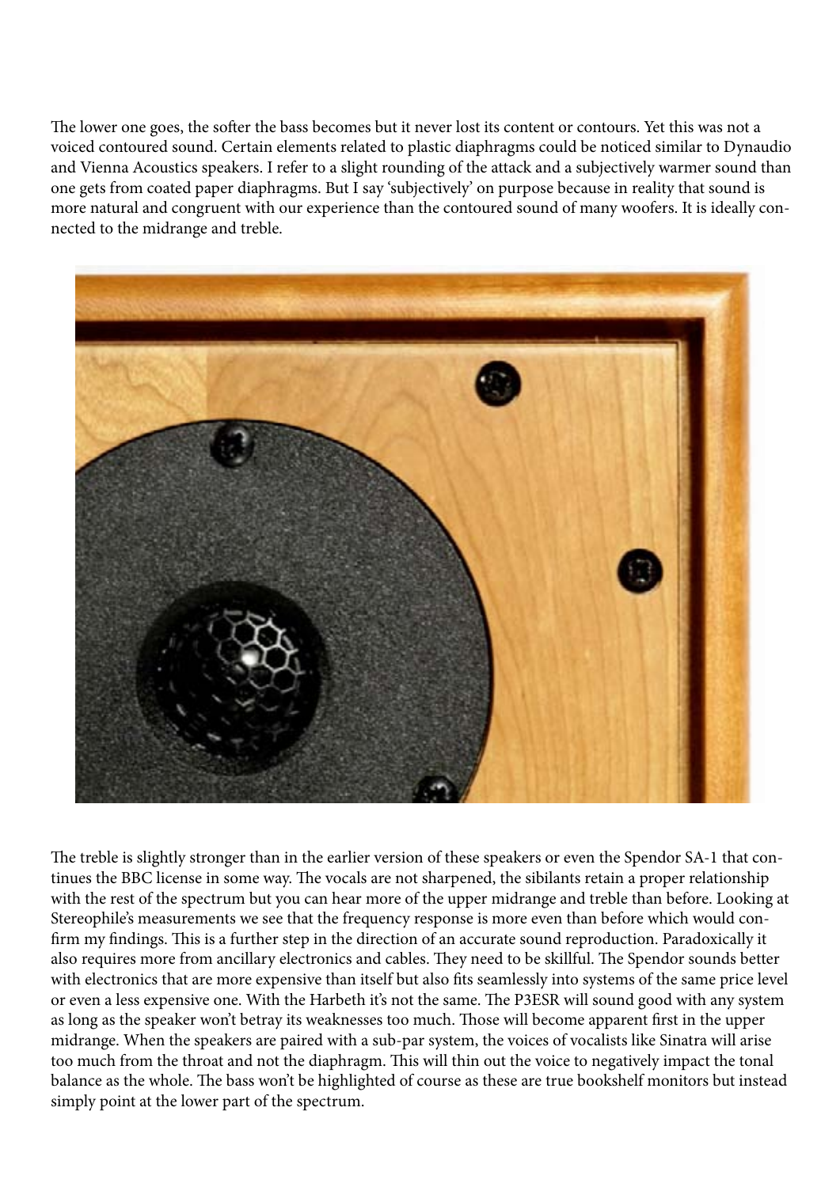The lower one goes, the softer the bass becomes but it never lost its content or contours. Yet this was not a voiced contoured sound. Certain elements related to plastic diaphragms could be noticed similar to Dynaudio and Vienna Acoustics speakers. I refer to a slight rounding of the attack and a subjectively warmer sound than one gets from coated paper diaphragms. But I say 'subjectively' on purpose because in reality that sound is more natural and congruent with our experience than the contoured sound of many woofers. It is ideally connected to the midrange and treble.

The treble is slightly stronger than in the earlier version of these speakers or even the Spendor SA-1 that continues the BBC license in some way. The vocals are not sharpened, the sibilants retain a proper relationship with the rest of the spectrum but you can hear more of the upper midrange and treble than before. Looking at Stereophile's measurements we see that the frequency response is more even than before which would confirm my findings. This is a further step in the direction of an accurate sound reproduction. Paradoxically it also requires more from ancillary electronics and cables. They need to be skillful. The Spendor sounds better with electronics that are more expensive than itself but also fits seamlessly into systems of the same price level or even a less expensive one. With the Harbeth it's not the same. The P3ESR will sound good with any system as long as the speaker won't betray its weaknesses too much. Those will become apparent first in the upper midrange. When the speakers are paired with a sub-par system, the voices of vocalists like Sinatra will arise too much from the throat and not the diaphragm. This will thin out the voice to negatively impact the tonal balance as the whole. The bass won't be highlighted of course as these are true bookshelf monitors but instead simply point at the lower part of the spectrum.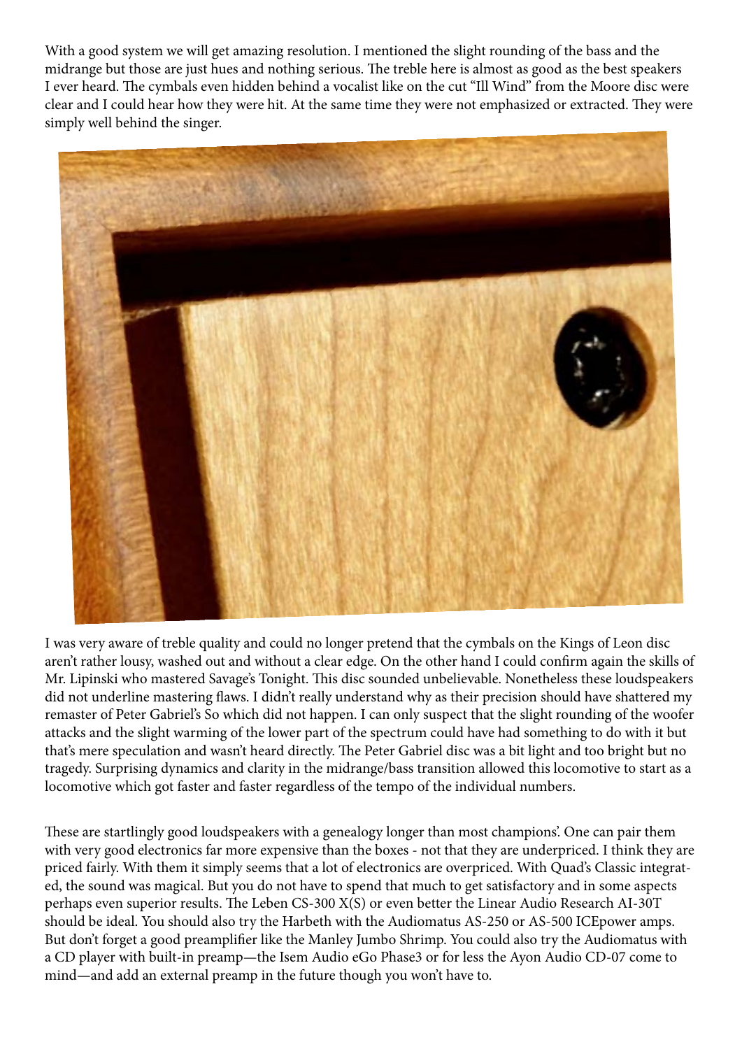With a good system we will get amazing resolution. I mentioned the slight rounding of the bass and the midrange but those are just hues and nothing serious. The treble here is almost as good as the best speakers I ever heard. The cymbals even hidden behind a vocalist like on the cut "Ill Wind" from the Moore disc were clear and I could hear how they were hit. At the same time they were not emphasized or extracted. They were simply well behind the singer.

I was very aware of treble quality and could no longer pretend that the cymbals on the Kings of Leon disc aren't rather lousy, washed out and without a clear edge. On the other hand I could confirm again the skills of Mr. Lipinski who mastered Savage's Tonight. This disc sounded unbelievable. Nonetheless these loudspeakers did not underline mastering flaws. I didn't really understand why as their precision should have shattered my remaster of Peter Gabriel's So which did not happen. I can only suspect that the slight rounding of the woofer attacks and the slight warming of the lower part of the spectrum could have had something to do with it but that's mere speculation and wasn't heard directly. The Peter Gabriel disc was a bit light and too bright but no tragedy. Surprising dynamics and clarity in the midrange/bass transition allowed this locomotive to start as a locomotive which got faster and faster regardless of the tempo of the individual numbers.

These are startlingly good loudspeakers with a genealogy longer than most champions'. One can pair them with very good electronics far more expensive than the boxes - not that they are underpriced. I think they are priced fairly. With them it simply seems that a lot of electronics are overpriced. With Quad's Classic integrated, the sound was magical. But you do not have to spend that much to get satisfactory and in some aspects perhaps even superior results. The Leben CS-300 X(S) or even better the Linear Audio Research AI-30T should be ideal. You should also try the Harbeth with the Audiomatus AS-250 or AS-500 ICEpower amps. But don't forget a good preamplifier like the Manley Jumbo Shrimp. You could also try the Audiomatus with a CD player with built-in preamp—the Isem Audio eGo Phase3 or for less the Ayon Audio CD-07 come to mind—and add an external preamp in the future though you won't have to.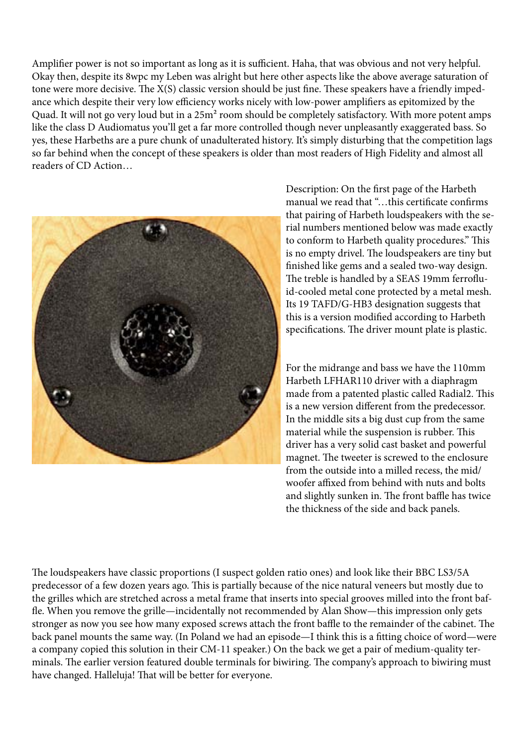Amplifier power is not so important as long as it is sufficient. Haha, that was obvious and not very helpful. Okay then, despite its 8wpc my Leben was alright but here other aspects like the above average saturation of tone were more decisive. The X(S) classic version should be just fine. These speakers have a friendly impedance which despite their very low efficiency works nicely with low-power amplifiers as epitomized by the Quad. It will not go very loud but in a 25m² room should be completely satisfactory. With more potent amps like the class D Audiomatus you'll get a far more controlled though never unpleasantly exaggerated bass. So yes, these Harbeths are a pure chunk of unadulterated history. It's simply disturbing that the competition lags so far behind when the concept of these speakers is older than most readers of High Fidelity and almost all readers of CD Action…

Description: On the first page of the Harbeth manual we read that "…this certificate confirms that pairing of Harbeth loudspeakers with the serial numbers mentioned below was made exactly to conform to Harbeth quality procedures." This is no empty drivel. The loudspeakers are tiny but finished like gems and a sealed two-way design. The treble is handled by a SEAS 19mm ferrofluid-cooled metal cone protected by a metal mesh. Its 19 TAFD/G-HB3 designation suggests that this is a version modified according to Harbeth specifications. The driver mount plate is plastic.

For the midrange and bass we have the 110mm Harbeth LFHAR110 driver with a diaphragm made from a patented plastic called Radial2. This is a new version different from the predecessor. In the middle sits a big dust cup from the same material while the suspension is rubber. This driver has a very solid cast basket and powerful magnet. The tweeter is screwed to the enclosure from the outside into a milled recess, the mid/woofer affixed from behind with nuts and bolts and slightly sunken in. The front baffle has twice the thickness of the side and back panels.

The loudspeakers have classic proportions (I suspect golden ratio ones) and look like their BBC LS3/5A predecessor of a few dozen years ago. This is partially because of the nice natural veneers but mostly due to the grilles which are stretched across a metal frame that inserts into special grooves milled into the front baffle. When you remove the grille—incidentally not recommended by Alan Show—this impression only gets stronger as now you see how many exposed screws attach the front baffle to the remainder of the cabinet. The back panel mounts the same way. (In Poland we had an episode—I think this is a fitting choice of word—were a company copied this solution in their CM-11 speaker.) On the back we get a pair of medium-quality terminals. The earlier version featured double terminals for biwiring. The company's approach to biwiring must have changed. Halleluja! That will be better for everyone.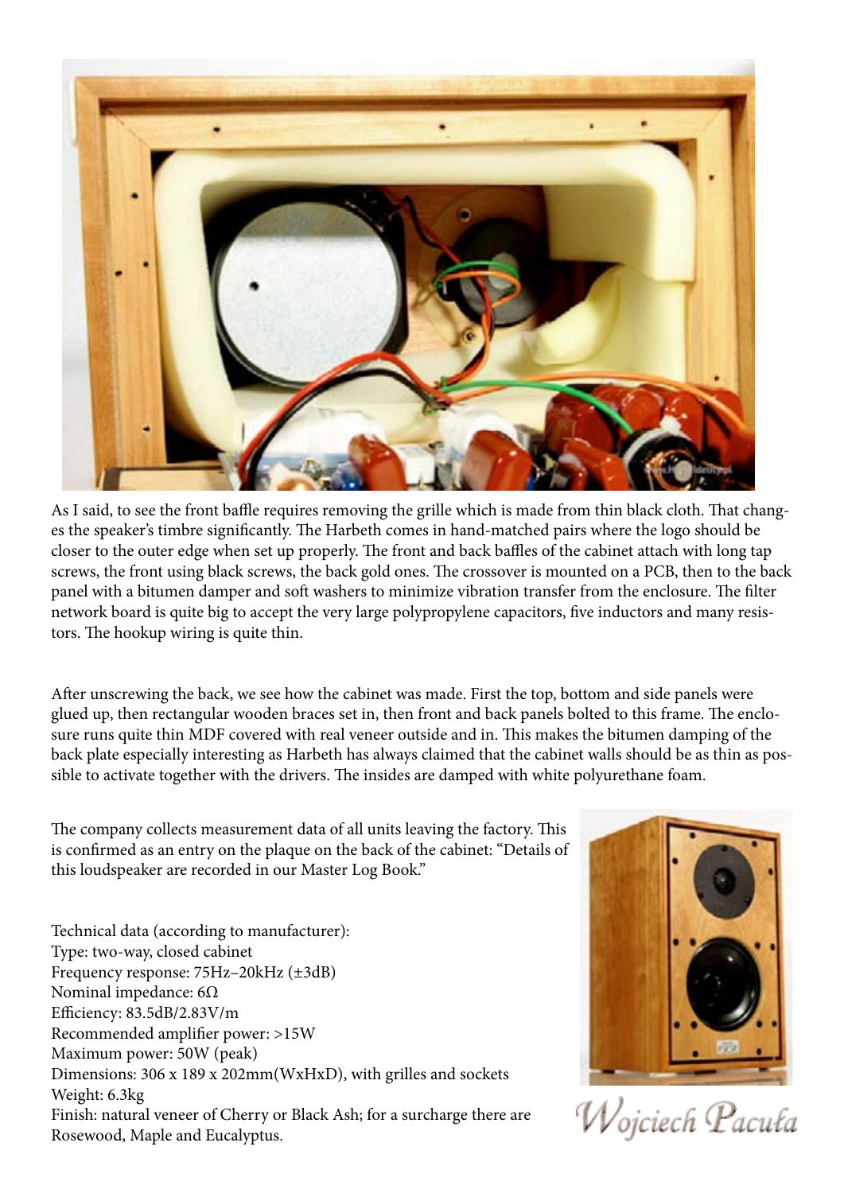As I said, to see the front baffle requires removing the grille which is made from thin black cloth. That changes the speaker's timbre significantly. The Harbeth comes in hand-matched pairs where the logo should be closer to the outer edge when set up properly. The front and back baffles of the cabinet attach with long tap screws, the front using black screws, the back gold ones. The crossover is mounted on a PCB, then to the back panel with a bitumen damper and soft washers to minimize vibration transfer from the enclosure. The filter network board is quite big to accept the very large polypropylene capacitors, five inductors and many resistors. The hookup wiring is quite thin.

After unscrewing the back, we see how the cabinet was made. First the top, bottom and side panels were glued up, then rectangular wooden braces set in, then front and back panels bolted to this frame. The enclosure runs quite thin MDF covered with real veneer outside and in. This makes the bitumen damping of the back plate especially interesting as Harbeth has always claimed that the cabinet walls should be as thin as possible to activate together with the drivers. The insides are damped with white polyurethane foam.

The company collects measurement data of all units leaving the factory. This is confirmed as an entry on the plaque on the back of the cabinet: "Details of this loudspeaker are recorded in our Master Log Book."

Technical data (according to manufacturer):
Type: two-way, closed cabinet
Frequency response: 75Hz–20kHz (±3dB)
Nominal impedance: 6Ω
Efficiency: 83.5dB/2.83V/m
Recommended amplifier power: >15W
Maximum power: 50W (peak)
Dimensions: 306 x 189 x 202mm(WxHxD), with grilles and sockets
Weight: 6.3kg
Finish: natural veneer of Cherry or Black Ash; for a surcharge there are Rosewood, Maple and Eucalyptus.

*Wojciech Pacuła*